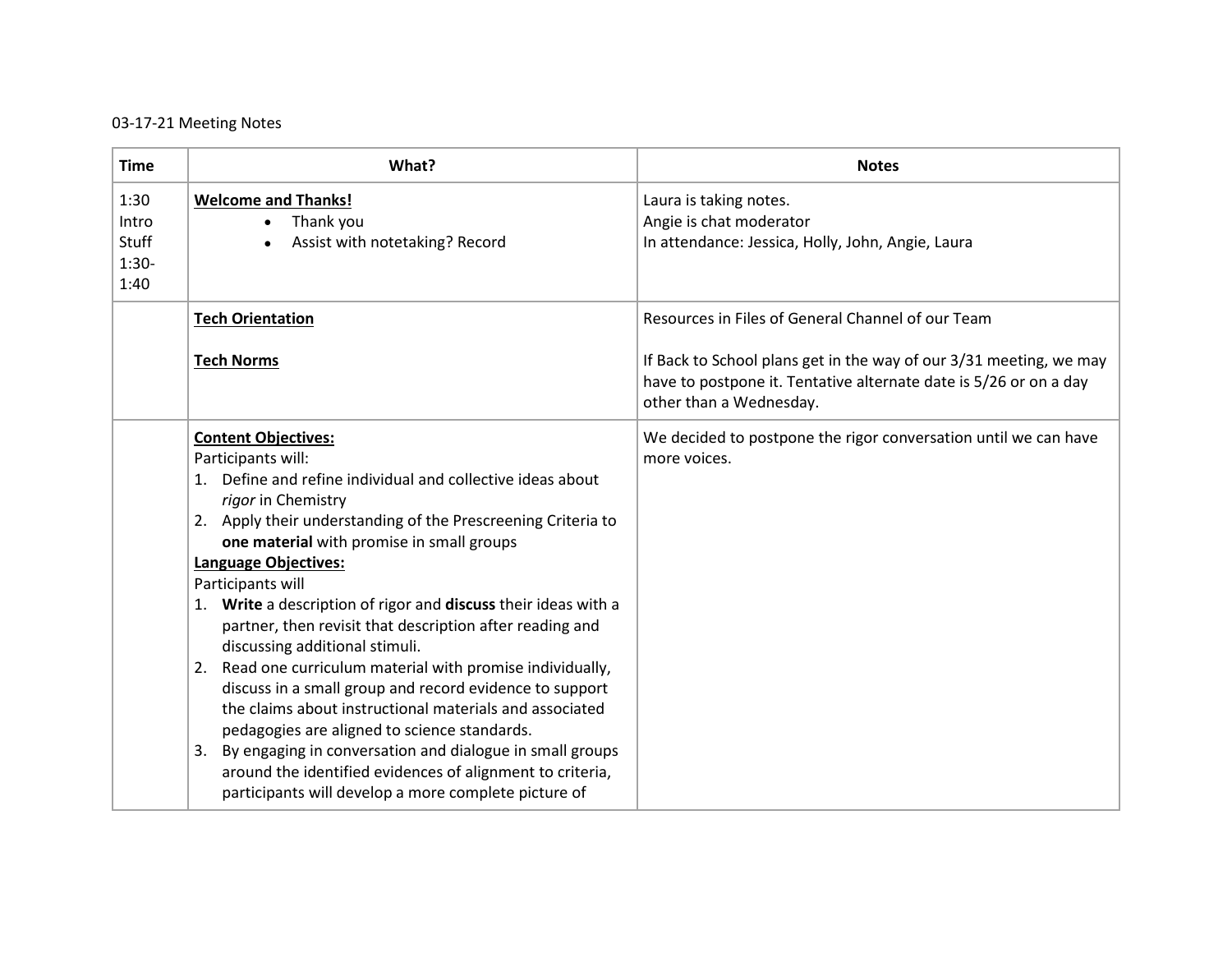03-17-21 Meeting Notes

| Time | What? | Notes |
|---|---|---|
| 1:30 Intro Stuff 1:30-1:40 | **Welcome and Thanks!**<br>• Thank you<br>• Assist with notetaking? Record | Laura is taking notes.<br>Angie is chat moderator<br>In attendance: Jessica, Holly, John, Angie, Laura |
| | **Tech Orientation**<br><br>**Tech Norms** | Resources in Files of General Channel of our Team<br><br>If Back to School plans get in the way of our 3/31 meeting, we may have to postpone it. Tentative alternate date is 5/26 or on a day other than a Wednesday. |
| | **Content Objectives:**<br>Participants will:<br>1. Define and refine individual and collective ideas about *rigor* in Chemistry<br>2. Apply their understanding of the Prescreening Criteria to **one material** with promise in small groups<br>**Language Objectives:**<br>Participants will<br>1. **Write** a description of rigor and **discuss** their ideas with a partner, then revisit that description after reading and discussing additional stimuli.<br>2. Read one curriculum material with promise individually, discuss in a small group and record evidence to support the claims about instructional materials and associated pedagogies are aligned to science standards.<br>3. By engaging in conversation and dialogue in small groups around the identified evidences of alignment to criteria, participants will develop a more complete picture of | We decided to postpone the rigor conversation until we can have more voices. |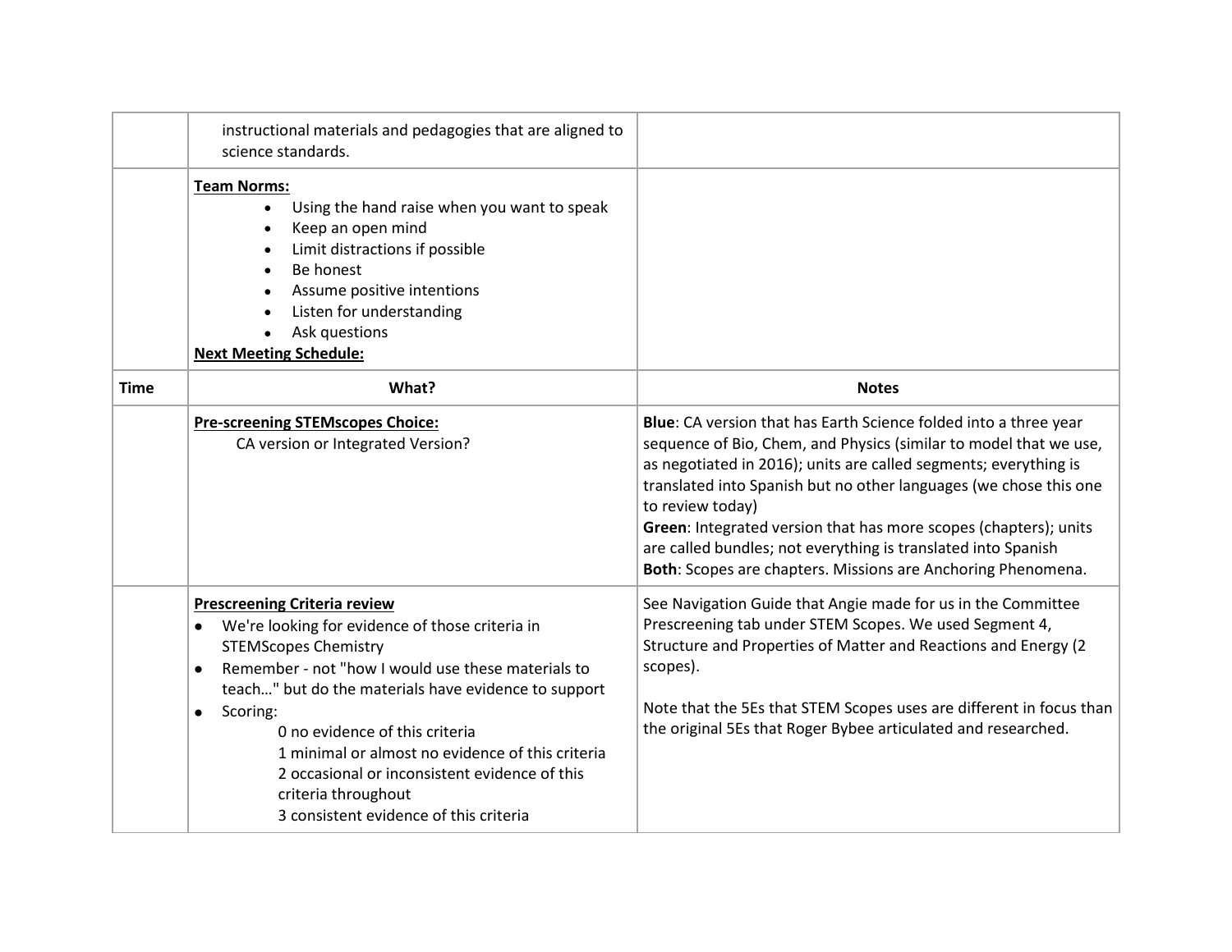| | | |
|---|---|---|
| | instructional materials and pedagogies that are aligned to science standards. | |
| | **Team Norms:**<br>• Using the hand raise when you want to speak<br>• Keep an open mind<br>• Limit distractions if possible<br>• Be honest<br>• Assume positive intentions<br>• Listen for understanding<br>• Ask questions<br>**Next Meeting Schedule:** | |
| **Time** | **What?** | **Notes** |
| | **Pre-screening STEMscopes Choice:**<br>CA version or Integrated Version? | **Blue**: CA version that has Earth Science folded into a three year sequence of Bio, Chem, and Physics (similar to model that we use, as negotiated in 2016); units are called segments; everything is translated into Spanish but no other languages (we chose this one to review today)<br>**Green**: Integrated version that has more scopes (chapters); units are called bundles; not everything is translated into Spanish<br>**Both**: Scopes are chapters. Missions are Anchoring Phenomena. |
| | **Prescreening Criteria review**<br>• We're looking for evidence of those criteria in STEMScopes Chemistry<br>• Remember - not "how I would use these materials to teach…" but do the materials have evidence to support<br>• Scoring:<br>0 no evidence of this criteria<br>1 minimal or almost no evidence of this criteria<br>2 occasional or inconsistent evidence of this criteria throughout<br>3 consistent evidence of this criteria | See Navigation Guide that Angie made for us in the Committee Prescreening tab under STEM Scopes. We used Segment 4, Structure and Properties of Matter and Reactions and Energy (2 scopes).<br><br>Note that the 5Es that STEM Scopes uses are different in focus than the original 5Es that Roger Bybee articulated and researched. |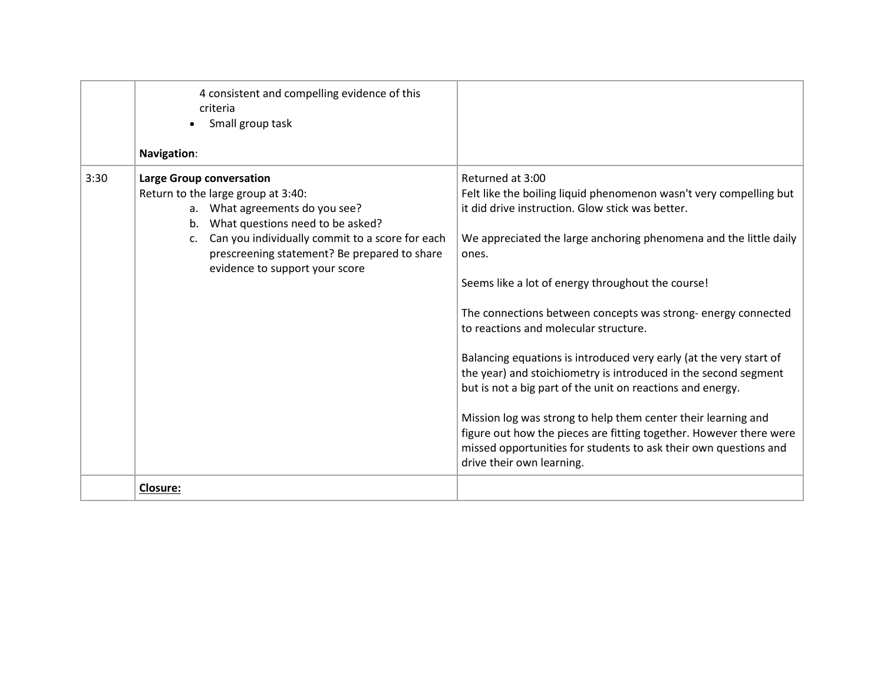| | | |
|---|---|---|
| | 4 consistent and compelling evidence of this criteria<br>• Small group task<br><br>**Navigation**: | |
| 3:30 | **Large Group conversation**<br>Return to the large group at 3:40:<br>a. What agreements do you see?<br>b. What questions need to be asked?<br>c. Can you individually commit to a score for each prescreening statement? Be prepared to share evidence to support your score | Returned at 3:00<br>Felt like the boiling liquid phenomenon wasn't very compelling but it did drive instruction. Glow stick was better.<br><br>We appreciated the large anchoring phenomena and the little daily ones.<br><br>Seems like a lot of energy throughout the course!<br><br>The connections between concepts was strong- energy connected to reactions and molecular structure.<br><br>Balancing equations is introduced very early (at the very start of the year) and stoichiometry is introduced in the second segment but is not a big part of the unit on reactions and energy.<br><br>Mission log was strong to help them center their learning and figure out how the pieces are fitting together. However there were missed opportunities for students to ask their own questions and drive their own learning. |
| | **Closure:** | |